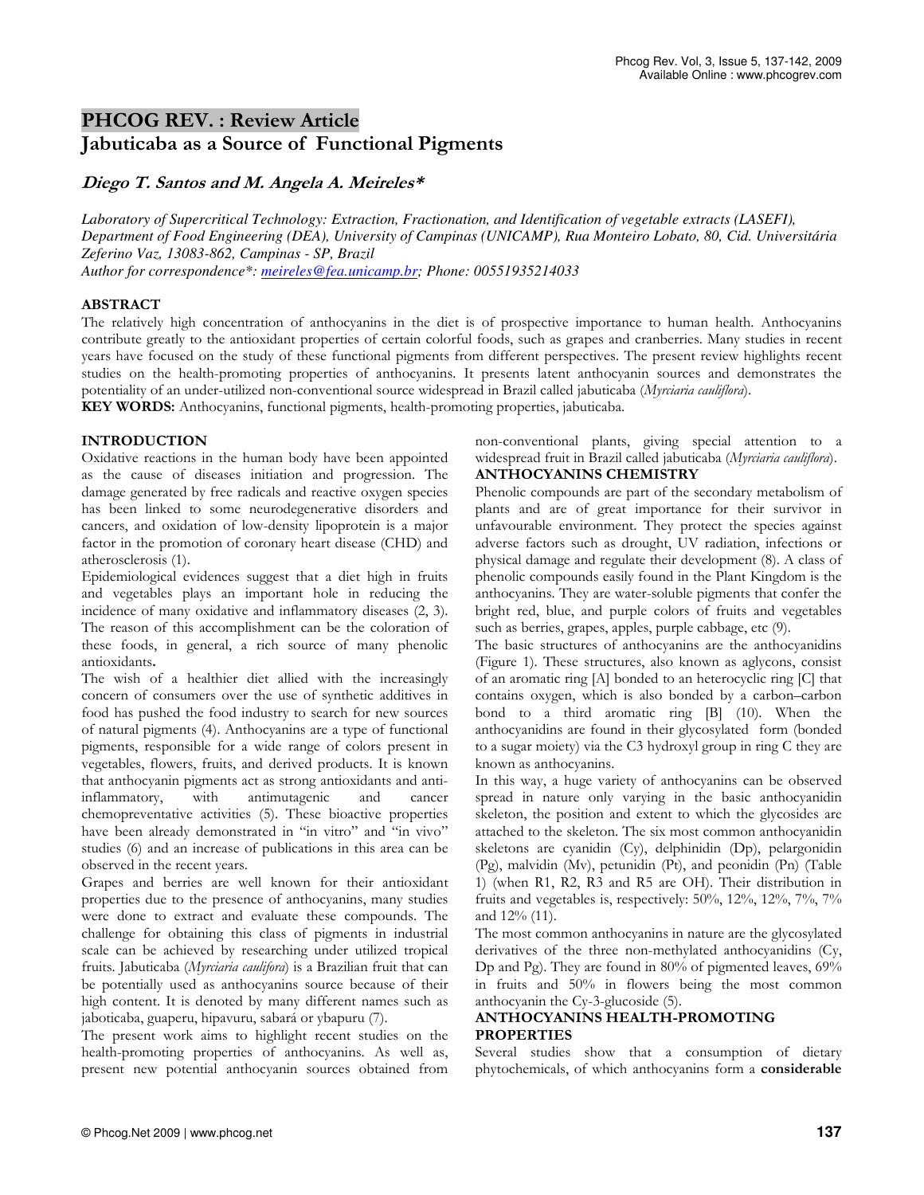**PHCOG REV. : Review Article**

# Jabuticaba as a Source of Functional Pigments

***Diego T. Santos and M. Angela A. Meireles****

*Laboratory of Supercritical Technology: Extraction, Fractionation, and Identification of vegetable extracts (LASEFI), Department of Food Engineering (DEA), University of Campinas (UNICAMP), Rua Monteiro Lobato, 80, Cid. Universitária Zeferino Vaz, 13083-862, Campinas - SP, Brazil*

*Author for correspondence*: meireles@fea.unicamp.br; Phone: 00551935214033*

## ABSTRACT

The relatively high concentration of anthocyanins in the diet is of prospective importance to human health. Anthocyanins contribute greatly to the antioxidant properties of certain colorful foods, such as grapes and cranberries. Many studies in recent years have focused on the study of these functional pigments from different perspectives. The present review highlights recent studies on the health-promoting properties of anthocyanins. It presents latent anthocyanin sources and demonstrates the potentiality of an under-utilized non-conventional source widespread in Brazil called jabuticaba (*Myrciaria cauliflora*).

**KEY WORDS:** Anthocyanins, functional pigments, health-promoting properties, jabuticaba.

## INTRODUCTION

Oxidative reactions in the human body have been appointed as the cause of diseases initiation and progression. The damage generated by free radicals and reactive oxygen species has been linked to some neurodegenerative disorders and cancers, and oxidation of low-density lipoprotein is a major factor in the promotion of coronary heart disease (CHD) and atherosclerosis (1).

Epidemiological evidences suggest that a diet high in fruits and vegetables plays an important hole in reducing the incidence of many oxidative and inflammatory diseases (2, 3). The reason of this accomplishment can be the coloration of these foods, in general, a rich source of many phenolic antioxidants**.**

The wish of a healthier diet allied with the increasingly concern of consumers over the use of synthetic additives in food has pushed the food industry to search for new sources of natural pigments (4). Anthocyanins are a type of functional pigments, responsible for a wide range of colors present in vegetables, flowers, fruits, and derived products. It is known that anthocyanin pigments act as strong antioxidants and anti-inflammatory, with antimutagenic and cancer chemopreventative activities (5). These bioactive properties have been already demonstrated in "in vitro" and "in vivo" studies (6) and an increase of publications in this area can be observed in the recent years.

Grapes and berries are well known for their antioxidant properties due to the presence of anthocyanins, many studies were done to extract and evaluate these compounds. The challenge for obtaining this class of pigments in industrial scale can be achieved by researching under utilized tropical fruits. Jabuticaba (*Myrciaria caulifora*) is a Brazilian fruit that can be potentially used as anthocyanins source because of their high content. It is denoted by many different names such as jaboticaba, guaperu, hipavuru, sabará or ybapuru (7).

The present work aims to highlight recent studies on the health-promoting properties of anthocyanins. As well as, present new potential anthocyanin sources obtained from non-conventional plants, giving special attention to a widespread fruit in Brazil called jabuticaba (*Myrciaria cauliflora*).

## ANTHOCYANINS CHEMISTRY

Phenolic compounds are part of the secondary metabolism of plants and are of great importance for their survivor in unfavourable environment. They protect the species against adverse factors such as drought, UV radiation, infections or physical damage and regulate their development (8). A class of phenolic compounds easily found in the Plant Kingdom is the anthocyanins. They are water-soluble pigments that confer the bright red, blue, and purple colors of fruits and vegetables such as berries, grapes, apples, purple cabbage, etc (9).

The basic structures of anthocyanins are the anthocyanidins (Figure 1). These structures, also known as aglycons, consist of an aromatic ring [A] bonded to an heterocyclic ring [C] that contains oxygen, which is also bonded by a carbon–carbon bond to a third aromatic ring [B] (10). When the anthocyanidins are found in their glycosylated form (bonded to a sugar moiety) via the C3 hydroxyl group in ring C they are known as anthocyanins.

In this way, a huge variety of anthocyanins can be observed spread in nature only varying in the basic anthocyanidin skeleton, the position and extent to which the glycosides are attached to the skeleton. The six most common anthocyanidin skeletons are cyanidin (Cy), delphinidin (Dp), pelargonidin (Pg), malvidin (Mv), petunidin (Pt), and peonidin (Pn) (Table 1) (when R1, R2, R3 and R5 are OH). Their distribution in fruits and vegetables is, respectively: 50%, 12%, 12%, 7%, 7% and 12% (11).

The most common anthocyanins in nature are the glycosylated derivatives of the three non-methylated anthocyanidins (Cy, Dp and Pg). They are found in 80% of pigmented leaves, 69% in fruits and 50% in flowers being the most common anthocyanin the Cy-3-glucoside (5).

## ANTHOCYANINS HEALTH-PROMOTING PROPERTIES

Several studies show that a consumption of dietary phytochemicals, of which anthocyanins form a **considerable**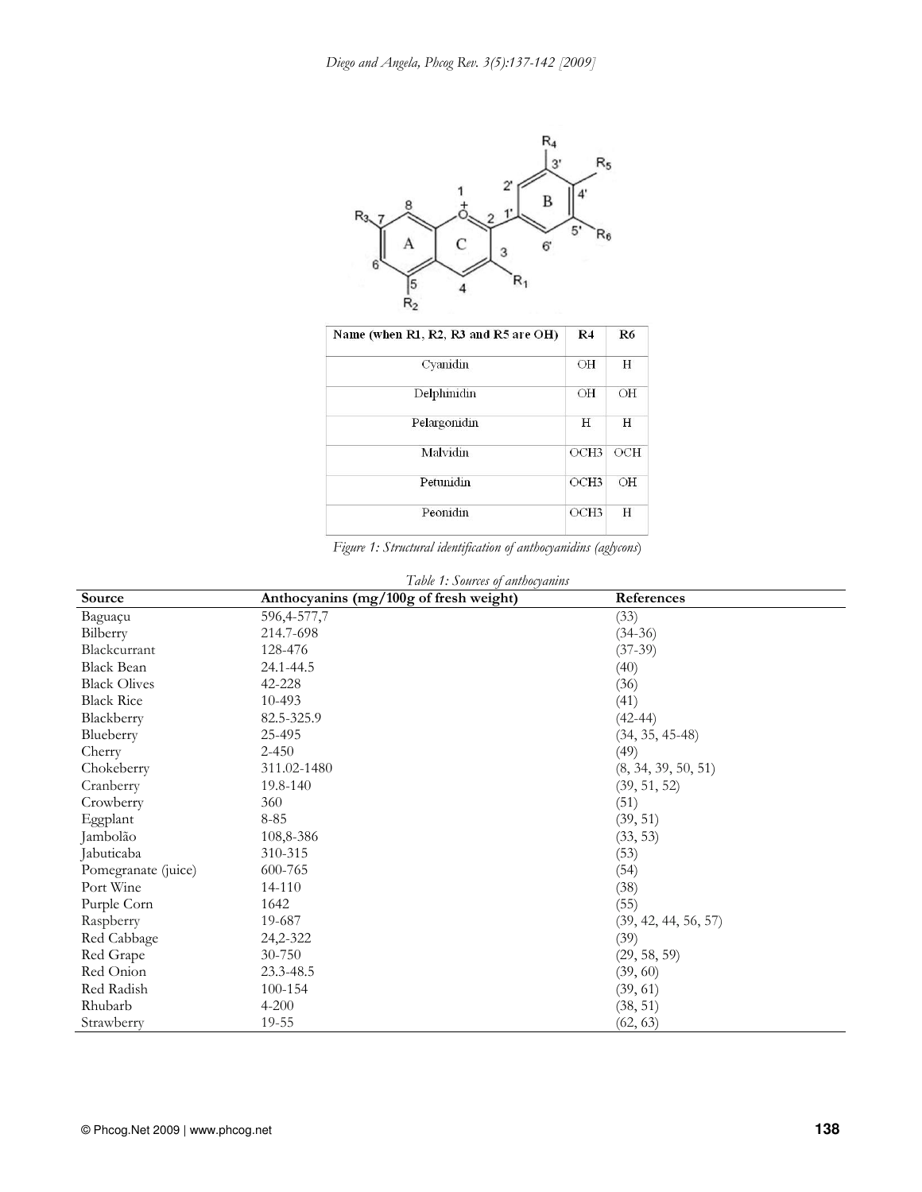| Name (when R1, R2, R3 and R5 are OH) | R4 | R6 |
| --- | --- | --- |
| Cyanidin | OH | H |
| Delphinidin | OH | OH |
| Pelargonidin | H | H |
| Malvidin | OCH3 | OCH |
| Petunidin | OCH3 | OH |
| Peonidin | OCH3 | H |

*Figure 1: Structural identification of anthocyanidins (aglycons)*

*Table 1: Sources of anthocyanins*

| Source | Anthocyanins (mg/100g of fresh weight) | References |
| --- | --- | --- |
| Baguaçu | 596,4-577,7 | (33) |
| Bilberry | 214.7-698 | (34-36) |
| Blackcurrant | 128-476 | (37-39) |
| Black Bean | 24.1-44.5 | (40) |
| Black Olives | 42-228 | (36) |
| Black Rice | 10-493 | (41) |
| Blackberry | 82.5-325.9 | (42-44) |
| Blueberry | 25-495 | (34, 35, 45-48) |
| Cherry | 2-450 | (49) |
| Chokeberry | 311.02-1480 | (8, 34, 39, 50, 51) |
| Cranberry | 19.8-140 | (39, 51, 52) |
| Crowberry | 360 | (51) |
| Eggplant | 8-85 | (39, 51) |
| Jambolão | 108,8-386 | (33, 53) |
| Jabuticaba | 310-315 | (53) |
| Pomegranate (juice) | 600-765 | (54) |
| Port Wine | 14-110 | (38) |
| Purple Corn | 1642 | (55) |
| Raspberry | 19-687 | (39, 42, 44, 56, 57) |
| Red Cabbage | 24,2-322 | (39) |
| Red Grape | 30-750 | (29, 58, 59) |
| Red Onion | 23.3-48.5 | (39, 60) |
| Red Radish | 100-154 | (39, 61) |
| Rhubarb | 4-200 | (38, 51) |
| Strawberry | 19-55 | (62, 63) |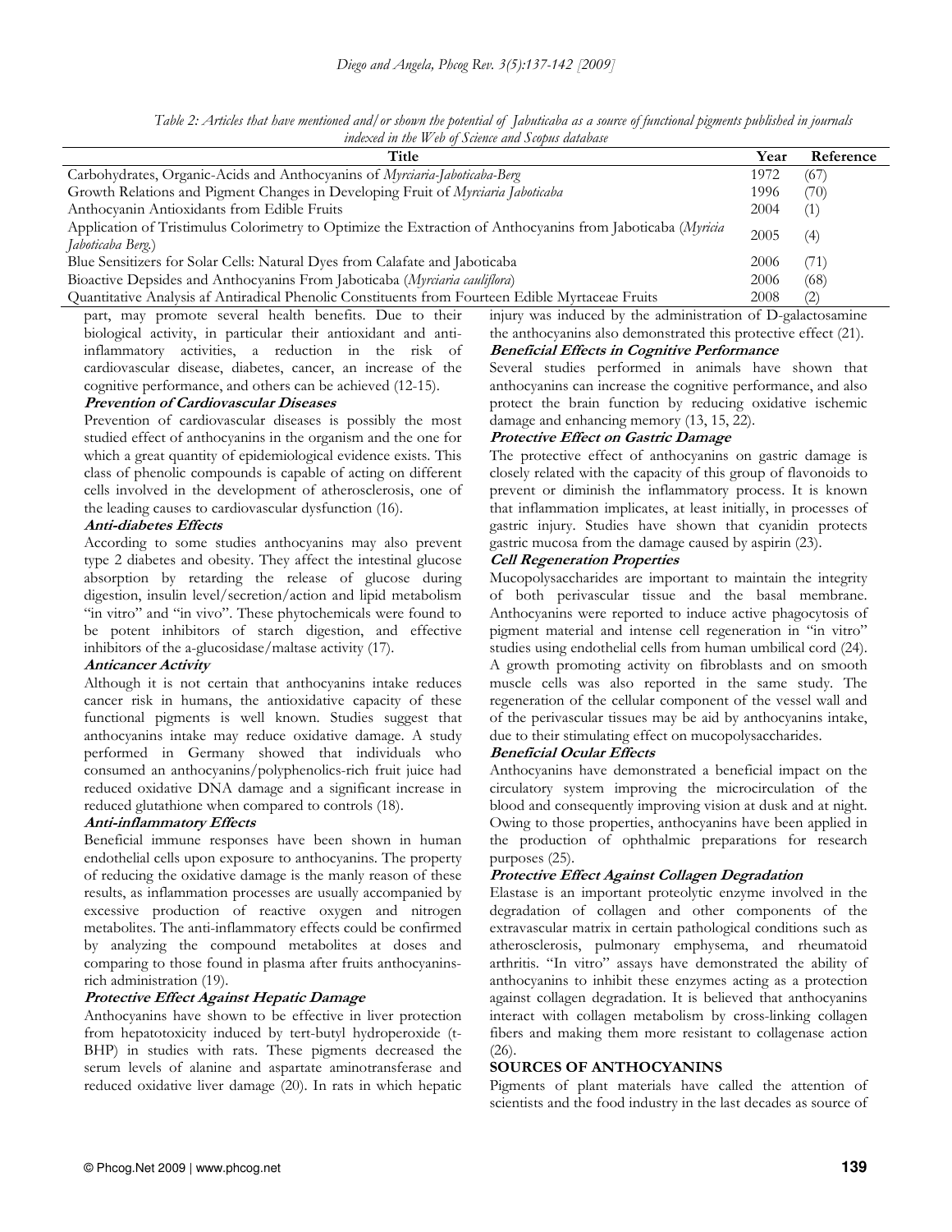Table 2: *Articles that have mentioned and/or shown the potential of Jabuticaba as a source of functional pigments published in journals indexed in the Web of Science and Scopus database*

| Title | Year | Reference |
|---|---|---|
| Carbohydrates, Organic-Acids and Anthocyanins of *Myrciaria-Jaboticaba-Berg* | 1972 | (67) |
| Growth Relations and Pigment Changes in Developing Fruit of *Myrciaria Jaboticaba* | 1996 | (70) |
| Anthocyanin Antioxidants from Edible Fruits | 2004 | (1) |
| Application of Tristimulus Colorimetry to Optimize the Extraction of Anthocyanins from Jaboticaba (*Myricia Jaboticaba Berg.*) | 2005 | (4) |
| Blue Sensitizers for Solar Cells: Natural Dyes from Calafate and Jaboticaba | 2006 | (71) |
| Bioactive Depsides and Anthocyanins From Jaboticaba (*Myrciaria cauliflora*) | 2006 | (68) |
| Quantitative Analysis af Antiradical Phenolic Constituents from Fourteen Edible Myrtaceae Fruits | 2008 | (2) |

part, may promote several health benefits. Due to their biological activity, in particular their antioxidant and anti-inflammatory activities, a reduction in the risk of cardiovascular disease, diabetes, cancer, an increase of the cognitive performance, and others can be achieved (12-15).

***Prevention of Cardiovascular Diseases***

Prevention of cardiovascular diseases is possibly the most studied effect of anthocyanins in the organism and the one for which a great quantity of epidemiological evidence exists. This class of phenolic compounds is capable of acting on different cells involved in the development of atherosclerosis, one of the leading causes to cardiovascular dysfunction (16).

***Anti-diabetes Effects***

According to some studies anthocyanins may also prevent type 2 diabetes and obesity. They affect the intestinal glucose absorption by retarding the release of glucose during digestion, insulin level/secretion/action and lipid metabolism "in vitro" and "in vivo". These phytochemicals were found to be potent inhibitors of starch digestion, and effective inhibitors of the a-glucosidase/maltase activity (17).

***Anticancer Activity***

Although it is not certain that anthocyanins intake reduces cancer risk in humans, the antioxidative capacity of these functional pigments is well known. Studies suggest that anthocyanins intake may reduce oxidative damage. A study performed in Germany showed that individuals who consumed an anthocyanins/polyphenolics-rich fruit juice had reduced oxidative DNA damage and a significant increase in reduced glutathione when compared to controls (18).

***Anti-inflammatory Effects***

Beneficial immune responses have been shown in human endothelial cells upon exposure to anthocyanins. The property of reducing the oxidative damage is the manly reason of these results, as inflammation processes are usually accompanied by excessive production of reactive oxygen and nitrogen metabolites. The anti-inflammatory effects could be confirmed by analyzing the compound metabolites at doses and comparing to those found in plasma after fruits anthocyanins-rich administration (19).

***Protective Effect Against Hepatic Damage***

Anthocyanins have shown to be effective in liver protection from hepatotoxicity induced by tert-butyl hydroperoxide (t-BHP) in studies with rats. These pigments decreased the serum levels of alanine and aspartate aminotransferase and reduced oxidative liver damage (20). In rats in which hepatic injury was induced by the administration of D-galactosamine the anthocyanins also demonstrated this protective effect (21).

***Beneficial Effects in Cognitive Performance***

Several studies performed in animals have shown that anthocyanins can increase the cognitive performance, and also protect the brain function by reducing oxidative ischemic damage and enhancing memory (13, 15, 22).

***Protective Effect on Gastric Damage***

The protective effect of anthocyanins on gastric damage is closely related with the capacity of this group of flavonoids to prevent or diminish the inflammatory process. It is known that inflammation implicates, at least initially, in processes of gastric injury. Studies have shown that cyanidin protects gastric mucosa from the damage caused by aspirin (23).

***Cell Regeneration Properties***

Mucopolysaccharides are important to maintain the integrity of both perivascular tissue and the basal membrane. Anthocyanins were reported to induce active phagocytosis of pigment material and intense cell regeneration in "in vitro" studies using endothelial cells from human umbilical cord (24). A growth promoting activity on fibroblasts and on smooth muscle cells was also reported in the same study. The regeneration of the cellular component of the vessel wall and of the perivascular tissues may be aid by anthocyanins intake, due to their stimulating effect on mucopolysaccharides.

***Beneficial Ocular Effects***

Anthocyanins have demonstrated a beneficial impact on the circulatory system improving the microcirculation of the blood and consequently improving vision at dusk and at night. Owing to those properties, anthocyanins have been applied in the production of ophthalmic preparations for research purposes (25).

***Protective Effect Against Collagen Degradation***

Elastase is an important proteolytic enzyme involved in the degradation of collagen and other components of the extravascular matrix in certain pathological conditions such as atherosclerosis, pulmonary emphysema, and rheumatoid arthritis. "In vitro" assays have demonstrated the ability of anthocyanins to inhibit these enzymes acting as a protection against collagen degradation. It is believed that anthocyanins interact with collagen metabolism by cross-linking collagen fibers and making them more resistant to collagenase action (26).

**SOURCES OF ANTHOCYANINS**

Pigments of plant materials have called the attention of scientists and the food industry in the last decades as source of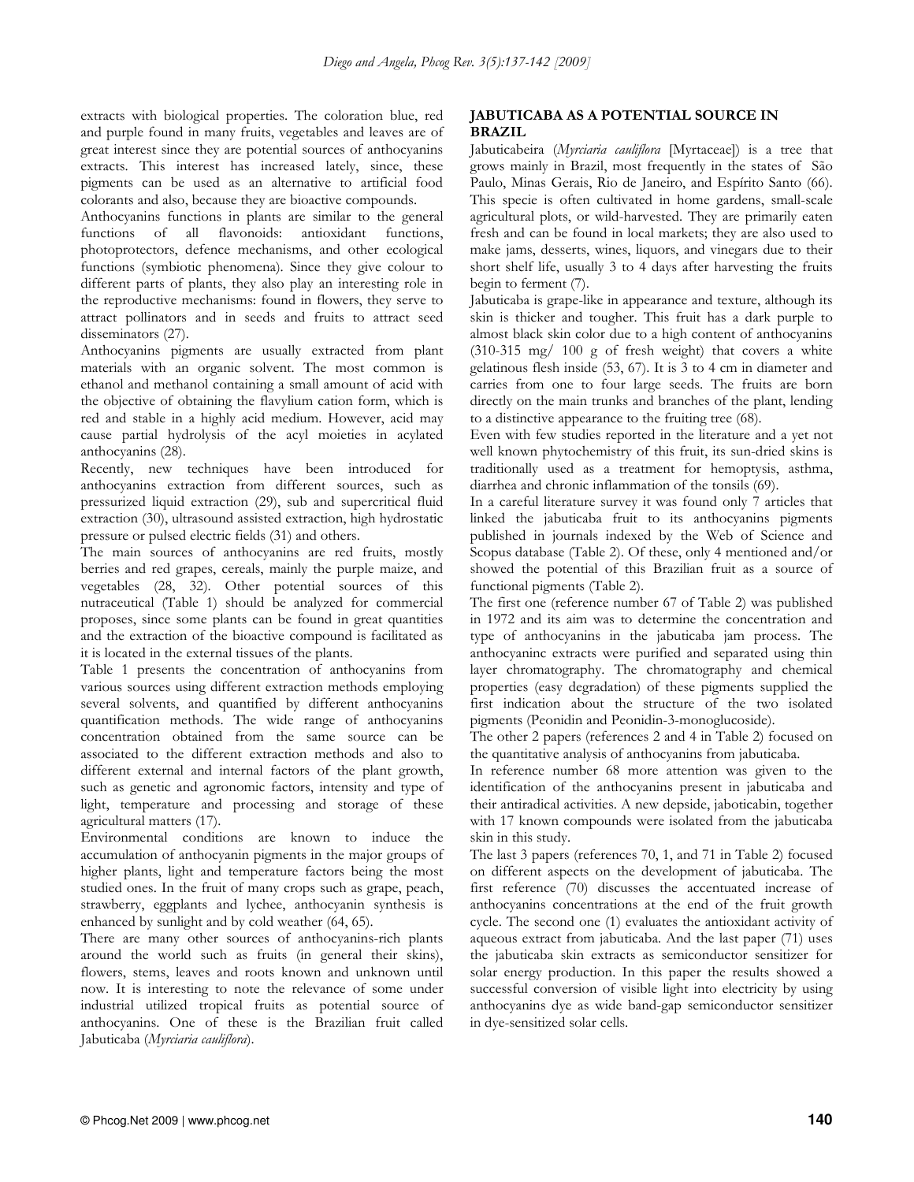extracts with biological properties. The coloration blue, red and purple found in many fruits, vegetables and leaves are of great interest since they are potential sources of anthocyanins extracts. This interest has increased lately, since, these pigments can be used as an alternative to artificial food colorants and also, because they are bioactive compounds.

Anthocyanins functions in plants are similar to the general functions of all flavonoids: antioxidant functions, photoprotectors, defence mechanisms, and other ecological functions (symbiotic phenomena). Since they give colour to different parts of plants, they also play an interesting role in the reproductive mechanisms: found in flowers, they serve to attract pollinators and in seeds and fruits to attract seed disseminators (27).

Anthocyanins pigments are usually extracted from plant materials with an organic solvent. The most common is ethanol and methanol containing a small amount of acid with the objective of obtaining the flavylium cation form, which is red and stable in a highly acid medium. However, acid may cause partial hydrolysis of the acyl moieties in acylated anthocyanins (28).

Recently, new techniques have been introduced for anthocyanins extraction from different sources, such as pressurized liquid extraction (29), sub and supercritical fluid extraction (30), ultrasound assisted extraction, high hydrostatic pressure or pulsed electric fields (31) and others.

The main sources of anthocyanins are red fruits, mostly berries and red grapes, cereals, mainly the purple maize, and vegetables (28, 32). Other potential sources of this nutraceutical (Table 1) should be analyzed for commercial proposes, since some plants can be found in great quantities and the extraction of the bioactive compound is facilitated as it is located in the external tissues of the plants.

Table 1 presents the concentration of anthocyanins from various sources using different extraction methods employing several solvents, and quantified by different anthocyanins quantification methods. The wide range of anthocyanins concentration obtained from the same source can be associated to the different extraction methods and also to different external and internal factors of the plant growth, such as genetic and agronomic factors, intensity and type of light, temperature and processing and storage of these agricultural matters (17).

Environmental conditions are known to induce the accumulation of anthocyanin pigments in the major groups of higher plants, light and temperature factors being the most studied ones. In the fruit of many crops such as grape, peach, strawberry, eggplants and lychee, anthocyanin synthesis is enhanced by sunlight and by cold weather (64, 65).

There are many other sources of anthocyanins-rich plants around the world such as fruits (in general their skins), flowers, stems, leaves and roots known and unknown until now. It is interesting to note the relevance of some under industrial utilized tropical fruits as potential source of anthocyanins. One of these is the Brazilian fruit called Jabuticaba (*Myrciaria cauliflora*).

## JABUTICABA AS A POTENTIAL SOURCE IN BRAZIL

Jabuticabeira (*Myrciaria cauliflora* [Myrtaceae]) is a tree that grows mainly in Brazil, most frequently in the states of São Paulo, Minas Gerais, Rio de Janeiro, and Espírito Santo (66). This specie is often cultivated in home gardens, small-scale agricultural plots, or wild-harvested. They are primarily eaten fresh and can be found in local markets; they are also used to make jams, desserts, wines, liquors, and vinegars due to their short shelf life, usually 3 to 4 days after harvesting the fruits begin to ferment (7).

Jabuticaba is grape-like in appearance and texture, although its skin is thicker and tougher. This fruit has a dark purple to almost black skin color due to a high content of anthocyanins (310-315 mg/ 100 g of fresh weight) that covers a white gelatinous flesh inside (53, 67). It is 3 to 4 cm in diameter and carries from one to four large seeds. The fruits are born directly on the main trunks and branches of the plant, lending to a distinctive appearance to the fruiting tree (68).

Even with few studies reported in the literature and a yet not well known phytochemistry of this fruit, its sun-dried skins is traditionally used as a treatment for hemoptysis, asthma, diarrhea and chronic inflammation of the tonsils (69).

In a careful literature survey it was found only 7 articles that linked the jabuticaba fruit to its anthocyanins pigments published in journals indexed by the Web of Science and Scopus database (Table 2). Of these, only 4 mentioned and/or showed the potential of this Brazilian fruit as a source of functional pigments (Table 2).

The first one (reference number 67 of Table 2) was published in 1972 and its aim was to determine the concentration and type of anthocyanins in the jabuticaba jam process. The anthocyaninc extracts were purified and separated using thin layer chromatography. The chromatography and chemical properties (easy degradation) of these pigments supplied the first indication about the structure of the two isolated pigments (Peonidin and Peonidin-3-monoglucoside).

The other 2 papers (references 2 and 4 in Table 2) focused on the quantitative analysis of anthocyanins from jabuticaba.

In reference number 68 more attention was given to the identification of the anthocyanins present in jabuticaba and their antiradical activities. A new depside, jaboticabin, together with 17 known compounds were isolated from the jabuticaba skin in this study.

The last 3 papers (references 70, 1, and 71 in Table 2) focused on different aspects on the development of jabuticaba. The first reference (70) discusses the accentuated increase of anthocyanins concentrations at the end of the fruit growth cycle. The second one (1) evaluates the antioxidant activity of aqueous extract from jabuticaba. And the last paper (71) uses the jabuticaba skin extracts as semiconductor sensitizer for solar energy production. In this paper the results showed a successful conversion of visible light into electricity by using anthocyanins dye as wide band-gap semiconductor sensitizer in dye-sensitized solar cells.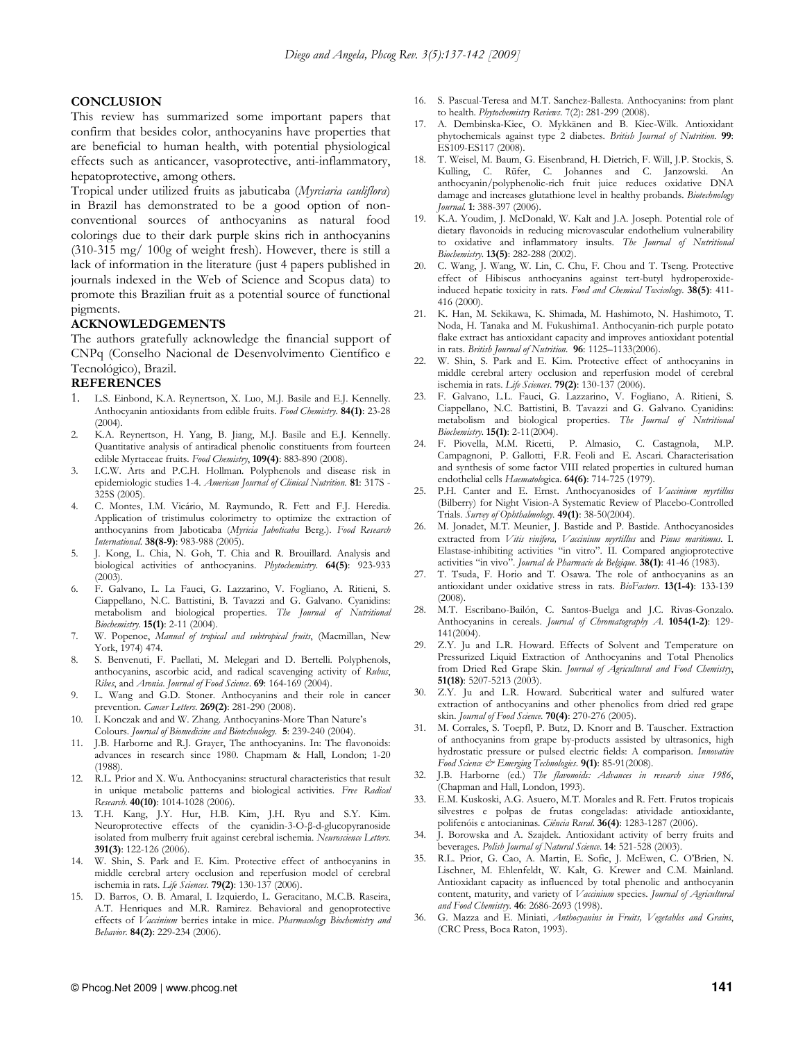## CONCLUSION

This review has summarized some important papers that confirm that besides color, anthocyanins have properties that are beneficial to human health, with potential physiological effects such as anticancer, vasoprotective, anti-inflammatory, hepatoprotective, among others.

Tropical under utilized fruits as jabuticaba (*Myrciaria cauliflora*) in Brazil has demonstrated to be a good option of non-conventional sources of anthocyanins as natural food colorings due to their dark purple skins rich in anthocyanins (310-315 mg/ 100g of weight fresh). However, there is still a lack of information in the literature (just 4 papers published in journals indexed in the Web of Science and Scopus data) to promote this Brazilian fruit as a potential source of functional pigments.

## ACKNOWLEDGEMENTS

The authors gratefully acknowledge the financial support of CNPq (Conselho Nacional de Desenvolvimento Científico e Tecnológico), Brazil.

## REFERENCES

1. L.S. Einbond, K.A. Reynertson, X. Luo, M.J. Basile and E.J. Kennelly. Anthocyanin antioxidants from edible fruits. *Food Chemistry*. **84(1)**: 23-28 (2004).
2. K.A. Reynertson, H. Yang, B. Jiang, M.J. Basile and E.J. Kennelly. Quantitative analysis of antiradical phenolic constituents from fourteen edible Myrtaceae fruits. *Food Chemistry*, **109(4)**: 883-890 (2008).
3. I.C.W. Arts and P.C.H. Hollman. Polyphenols and disease risk in epidemiologic studies 1-4. *American Journal of Clinical Nutrition*. **81**: 317S - 325S (2005).
4. C. Montes, I.M. Vicário, M. Raymundo, R. Fett and F.J. Heredia. Application of tristimulus colorimetry to optimize the extraction of anthocyanins from Jaboticaba (*Myricia Jaboticaba* Berg.). *Food Research International*. **38(8-9)**: 983-988 (2005).
5. J. Kong, L. Chia, N. Goh, T. Chia and R. Brouillard. Analysis and biological activities of anthocyanins. *Phytochemistry*. **64(5)**: 923-933 (2003).
6. F. Galvano, L. La Fauci, G. Lazzarino, V. Fogliano, A. Ritieni, S. Ciappellano, N.C. Battistini, B. Tavazzi and G. Galvano. Cyanidins: metabolism and biological properties. *The Journal of Nutritional Biochemistry*. **15(1)**: 2-11 (2004).
7. W. Popenoe, *Manual of tropical and subtropical fruits*, (Macmillan, New York, 1974) 474.
8. S. Benvenuti, F. Paellati, M. Melegari and D. Bertelli. Polyphenols, anthocyanins, ascorbic acid, and radical scavenging activity of *Rubus*, *Ribes*, and *Aronia*. *Journal of Food Science*. **69**: 164-169 (2004).
9. L. Wang and G.D. Stoner. Anthocyanins and their role in cancer prevention. *Cancer Letters*. **269(2)**: 281-290 (2008).
10. I. Konczak and and W. Zhang. Anthocyanins-More Than Nature's Colours. *Journal of Biomedicine and Biotechnology*. **5**: 239-240 (2004).
11. J.B. Harborne and R.J. Grayer, The anthocyanins. In: The flavonoids: advances in research since 1980. Chapmam & Hall, London; 1-20 (1988).
12. R.L. Prior and X. Wu. Anthocyanins: structural characteristics that result in unique metabolic patterns and biological activities. *Free Radical Research*. **40(10)**: 1014-1028 (2006).
13. T.H. Kang, J.Y. Hur, H.B. Kim, J.H. Ryu and S.Y. Kim. Neuroprotective effects of the cyanidin-3-O-β-d-glucopyranoside isolated from mulberry fruit against cerebral ischemia. *Neuroscience Letters*. **391(3)**: 122-126 (2006).
14. W. Shin, S. Park and E. Kim. Protective effect of anthocyanins in middle cerebral artery occlusion and reperfusion model of cerebral ischemia in rats. *Life Sciences*. **79(2)**: 130-137 (2006).
15. D. Barros, O. B. Amaral, I. Izquierdo, L. Geracitano, M.C.B. Raseira, A.T. Henriques and M.R. Ramirez. Behavioral and genoprotective effects of *Vaccinium* berries intake in mice. *Pharmacology Biochemistry and Behavior*. **84(2)**: 229-234 (2006).
16. S. Pascual-Teresa and M.T. Sanchez-Ballesta. Anthocyanins: from plant to health. *Phytochemistry Reviews*. 7(2): 281-299 (2008).
17. A. Dembinska-Kiec, O. Mykkänen and B. Kiec-Wilk. Antioxidant phytochemicals against type 2 diabetes. *British Journal of Nutrition*. **99**: ES109-ES117 (2008).
18. T. Weisel, M. Baum, G. Eisenbrand, H. Dietrich, F. Will, J.P. Stockis, S. Kulling, C. Rüfer, C. Johannes and C. Janzowski. An anthocyanin/polyphenolic-rich fruit juice reduces oxidative DNA damage and increases glutathione level in healthy probands. *Biotechnology Journal*. **1**: 388-397 (2006).
19. K.A. Youdim, J. McDonald, W. Kalt and J.A. Joseph. Potential role of dietary flavonoids in reducing microvascular endothelium vulnerability to oxidative and inflammatory insults. *The Journal of Nutritional Biochemistry*. **13(5)**: 282-288 (2002).
20. C. Wang, J. Wang, W. Lin, C. Chu, F. Chou and T. Tseng. Protective effect of Hibiscus anthocyanins against tert-butyl hydroperoxide-induced hepatic toxicity in rats. *Food and Chemical Toxicology*. **38(5)**: 411-416 (2000).
21. K. Han, M. Sekikawa, K. Shimada, M. Hashimoto, N. Hashimoto, T. Noda, H. Tanaka and M. Fukushima1. Anthocyanin-rich purple potato flake extract has antioxidant capacity and improves antioxidant potential in rats. *British Journal of Nutrition*. **96**: 1125–1133(2006).
22. W. Shin, S. Park and E. Kim. Protective effect of anthocyanins in middle cerebral artery occlusion and reperfusion model of cerebral ischemia in rats. *Life Sciences*. **79(2)**: 130-137 (2006).
23. F. Galvano, L.L. Fauci, G. Lazzarino, V. Fogliano, A. Ritieni, S. Ciappellano, N.C. Battistini, B. Tavazzi and G. Galvano. Cyanidins: metabolism and biological properties. *The Journal of Nutritional Biochemistry*. **15(1)**: 2-11(2004).
24. F. Piovella, M.M. Ricetti, P. Almasio, C. Castagnola, M.P. Campagnoni, P. Gallotti, F.R. Feoli and E. Ascari. Characterisation and synthesis of some factor VIII related properties in cultured human endothelial cells *Haematologica*. **64(6)**: 714-725 (1979).
25. P.H. Canter and E. Ernst. Anthocyanosides of *Vaccinium myrtillus* (Bilberry) for Night Vision-A Systematic Review of Placebo-Controlled Trials. *Survey of Ophthalmology*. **49(1)**: 38-50(2004).
26. M. Jonadet, M.T. Meunier, J. Bastide and P. Bastide. Anthocyanosides extracted from *Vitis vinifera*, *Vaccinium myrtillus* and *Pinus maritimus*. I. Elastase-inhibiting activities "in vitro". II. Compared angioprotective activities "in vivo". *Journal de Pharmacie de Belgique*. **38(1)**: 41-46 (1983).
27. T. Tsuda, F. Horio and T. Osawa. The role of anthocyanins as an antioxidant under oxidative stress in rats. *BioFactors*. **13(1-4)**: 133-139 (2008).
28. M.T. Escribano-Bailón, C. Santos-Buelga and J.C. Rivas-Gonzalo. Anthocyanins in cereals. *Journal of Chromatography A*. **1054(1-2)**: 129-141(2004).
29. Z.Y. Ju and L.R. Howard. Effects of Solvent and Temperature on Pressurized Liquid Extraction of Anthocyanins and Total Phenolics from Dried Red Grape Skin. *Journal of Agricultural and Food Chemistry*, **51(18)**: 5207-5213 (2003).
30. Z.Y. Ju and L.R. Howard. Subcritical water and sulfured water extraction of anthocyanins and other phenolics from dried red grape skin. *Journal of Food Science*. **70(4)**: 270-276 (2005).
31. M. Corrales, S. Toepfl, P. Butz, D. Knorr and B. Tauscher. Extraction of anthocyanins from grape by-products assisted by ultrasonics, high hydrostatic pressure or pulsed electric fields: A comparison. *Innovative Food Science & Emerging Technologies*. **9(1)**: 85-91(2008).
32. J.B. Harborne (ed.) *The flavonoids: Advances in research since 1986*, (Chapman and Hall, London, 1993).
33. E.M. Kuskoski, A.G. Asuero, M.T. Morales and R. Fett. Frutos tropicais silvestres e polpas de frutas congeladas: atividade antioxidante, polifenóis e antocianinas. *Ciência Rural*. **36(4)**: 1283-1287 (2006).
34. J. Borowska and A. Szajdek. Antioxidant activity of berry fruits and beverages. *Polish Journal of Natural Science*. **14**: 521-528 (2003).
35. R.L. Prior, G. Cao, A. Martin, E. Sofic, J. McEwen, C. O'Brien, N. Lischner, M. Ehlenfeldt, W. Kalt, G. Krewer and C.M. Mainland. Antioxidant capacity as influenced by total phenolic and anthocyanin content, maturity, and variety of *Vaccinium* species. *Journal of Agricultural and Food Chemistry*. **46**: 2686-2693 (1998).
36. G. Mazza and E. Miniati, *Anthocyanins in Fruits, Vegetables and Grains*, (CRC Press, Boca Raton, 1993).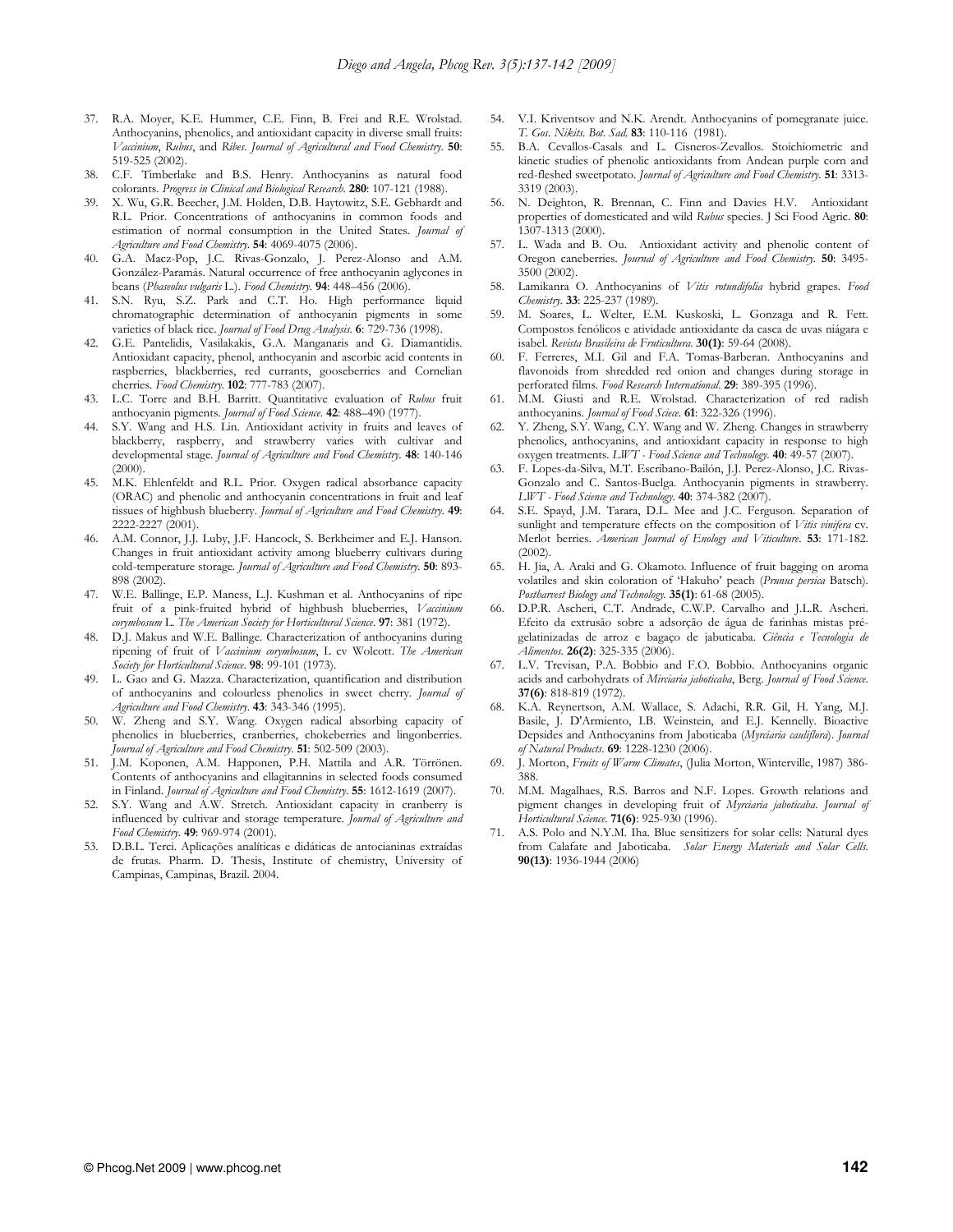37. R.A. Moyer, K.E. Hummer, C.E. Finn, B. Frei and R.E. Wrolstad. Anthocyanins, phenolics, and antioxidant capacity in diverse small fruits: *Vaccinium*, *Rubus*, and *Ribes*. *Journal of Agricultural and Food Chemistry*. **50**: 519-525 (2002).
38. C.F. Timberlake and B.S. Henry. Anthocyanins as natural food colorants. *Progress in Clinical and Biological Research*. **280**: 107-121 (1988).
39. X. Wu, G.R. Beecher, J.M. Holden, D.B. Haytowitz, S.E. Gebhardt and R.L. Prior. Concentrations of anthocyanins in common foods and estimation of normal consumption in the United States. *Journal of Agriculture and Food Chemistry*. **54**: 4069-4075 (2006).
40. G.A. Macz-Pop, J.C. Rivas-Gonzalo, J. Perez-Alonso and A.M. González-Paramás. Natural occurrence of free anthocyanin aglycones in beans (*Phaseolus vulgaris* L.). *Food Chemistry*. **94**: 448–456 (2006).
41. S.N. Ryu, S.Z. Park and C.T. Ho. High performance liquid chromatographic determination of anthocyanin pigments in some varieties of black rice. *Journal of Food Drug Analysis*. **6**: 729-736 (1998).
42. G.E. Pantelidis, Vasilakakis, G.A. Manganaris and G. Diamantidis. Antioxidant capacity, phenol, anthocyanin and ascorbic acid contents in raspberries, blackberries, red currants, gooseberries and Cornelian cherries. *Food Chemistry*. **102**: 777-783 (2007).
43. L.C. Torre and B.H. Barritt. Quantitative evaluation of *Rubus* fruit anthocyanin pigments. *Journal of Food Science*. **42**: 488–490 (1977).
44. S.Y. Wang and H.S. Lin. Antioxidant activity in fruits and leaves of blackberry, raspberry, and strawberry varies with cultivar and developmental stage. *Journal of Agriculture and Food Chemistry*. **48**: 140-146 (2000).
45. M.K. Ehlenfeldt and R.L. Prior. Oxygen radical absorbance capacity (ORAC) and phenolic and anthocyanin concentrations in fruit and leaf tissues of highbush blueberry. *Journal of Agriculture and Food Chemistry*. **49**: 2222-2227 (2001).
46. A.M. Connor, J.J. Luby, J.F. Hancock, S. Berkheimer and E.J. Hanson. Changes in fruit antioxidant activity among blueberry cultivars during cold-temperature storage. *Journal of Agriculture and Food Chemistry*. **50**: 893-898 (2002).
47. W.E. Ballinge, E.P. Maness, L.J. Kushman et al. Anthocyanins of ripe fruit of a pink-fruited hybrid of highbush blueberries, *Vaccinium corymbosum* L. *The American Society for Horticultural Science*. **97**: 381 (1972).
48. D.J. Makus and W.E. Ballinge. Characterization of anthocyanins during ripening of fruit of *Vaccinium corymbosum*, L cv Wolcott. *The American Society for Horticultural Science*. **98**: 99-101 (1973).
49. L. Gao and G. Mazza. Characterization, quantification and distribution of anthocyanins and colourless phenolics in sweet cherry. *Journal of Agriculture and Food Chemistry*. **43**: 343-346 (1995).
50. W. Zheng and S.Y. Wang. Oxygen radical absorbing capacity of phenolics in blueberries, cranberries, chokeberries and lingonberries. *Journal of Agriculture and Food Chemistry*. **51**: 502-509 (2003).
51. J.M. Koponen, A.M. Happonen, P.H. Mattila and A.R. Törrönen. Contents of anthocyanins and ellagitannins in selected foods consumed in Finland. *Journal of Agriculture and Food Chemistry*. **55**: 1612-1619 (2007).
52. S.Y. Wang and A.W. Stretch. Antioxidant capacity in cranberry is influenced by cultivar and storage temperature. *Journal of Agriculture and Food Chemistry*. **49**: 969-974 (2001).
53. D.B.L. Terci. Aplicações analíticas e didáticas de antocianinas extraídas de frutas. Pharm. D. Thesis, Institute of chemistry, University of Campinas, Campinas, Brazil. 2004.
54. V.I. Kriventsov and N.K. Arendt. Anthocyanins of pomegranate juice. *T. Gos. Nikits. Bot. Sad*. **83**: 110-116 (1981).
55. B.A. Cevallos-Casals and L. Cisneros-Zevallos. Stoichiometric and kinetic studies of phenolic antioxidants from Andean purple corn and red-fleshed sweetpotato. *Journal of Agriculture and Food Chemistry*. **51**: 3313-3319 (2003).
56. N. Deighton, R. Brennan, C. Finn and Davies H.V. Antioxidant properties of domesticated and wild *Rubus* species. J Sci Food Agric. **80**: 1307-1313 (2000).
57. L. Wada and B. Ou. Antioxidant activity and phenolic content of Oregon caneberries. *Journal of Agriculture and Food Chemistry*. **50**: 3495-3500 (2002).
58. Lamikanra O. Anthocyanins of *Vitis rotundifolia* hybrid grapes. *Food Chemistry*. **33**: 225-237 (1989).
59. M. Soares, L. Welter, E.M. Kuskoski, L. Gonzaga and R. Fett. Compostos fenólicos e atividade antioxidante da casca de uvas niágara e isabel. *Revista Brasileira de Fruticultura*. **30(1)**: 59-64 (2008).
60. F. Ferreres, M.I. Gil and F.A. Tomas-Barberan. Anthocyanins and flavonoids from shredded red onion and changes during storage in perforated films. *Food Research International*. **29**: 389-395 (1996).
61. M.M. Giusti and R.E. Wrolstad. Characterization of red radish anthocyanins. *Journal of Food Sciece*. **61**: 322-326 (1996).
62. Y. Zheng, S.Y. Wang, C.Y. Wang and W. Zheng. Changes in strawberry phenolics, anthocyanins, and antioxidant capacity in response to high oxygen treatments. *LWT - Food Science and Technology*. **40**: 49-57 (2007).
63. F. Lopes-da-Silva, M.T. Escribano-Bailón, J.J. Perez-Alonso, J.C. Rivas-Gonzalo and C. Santos-Buelga. Anthocyanin pigments in strawberry. *LWT - Food Science and Technology*. **40**: 374-382 (2007).
64. S.E. Spayd, J.M. Tarara, D.L. Mee and J.C. Ferguson. Separation of sunlight and temperature effects on the composition of *Vitis vinifera* cv. Merlot berries. *American Journal of Enology and Viticulture*. **53**: 171-182. (2002).
65. H. Jia, A. Araki and G. Okamoto. Influence of fruit bagging on aroma volatiles and skin coloration of 'Hakuho' peach (*Prunus persica* Batsch). *Postharvest Biology and Technology*. **35(1)**: 61-68 (2005).
66. D.P.R. Ascheri, C.T. Andrade, C.W.P. Carvalho and J.L.R. Ascheri. Efeito da extrusão sobre a adsorção de água de farinhas mistas pré-gelatinizadas de arroz e bagaço de jabuticaba. *Ciência e Tecnologia de Alimentos*. **26(2)**: 325-335 (2006).
67. L.V. Trevisan, P.A. Bobbio and F.O. Bobbio. Anthocyanins organic acids and carbohydrats of *Mirciaria jaboticaba*, Berg. *Journal of Food Science*. **37(6)**: 818-819 (1972).
68. K.A. Reynertson, A.M. Wallace, S. Adachi, R.R. Gil, H. Yang, M.J. Basile, J. D'Armiento, I.B. Weinstein, and E.J. Kennelly. Bioactive Depsides and Anthocyanins from Jaboticaba (*Myrciaria cauliflora*). *Journal of Natural Products*. **69**: 1228-1230 (2006).
69. J. Morton, *Fruits of Warm Climates*, (Julia Morton, Winterville, 1987) 386-388.
70. M.M. Magalhaes, R.S. Barros and N.F. Lopes. Growth relations and pigment changes in developing fruit of *Myrciaria jaboticaba*. *Journal of Horticultural Science*. **71(6)**: 925-930 (1996).
71. A.S. Polo and N.Y.M. Iha. Blue sensitizers for solar cells: Natural dyes from Calafate and Jaboticaba. *Solar Energy Materials and Solar Cells*. **90(13)**: 1936-1944 (2006)